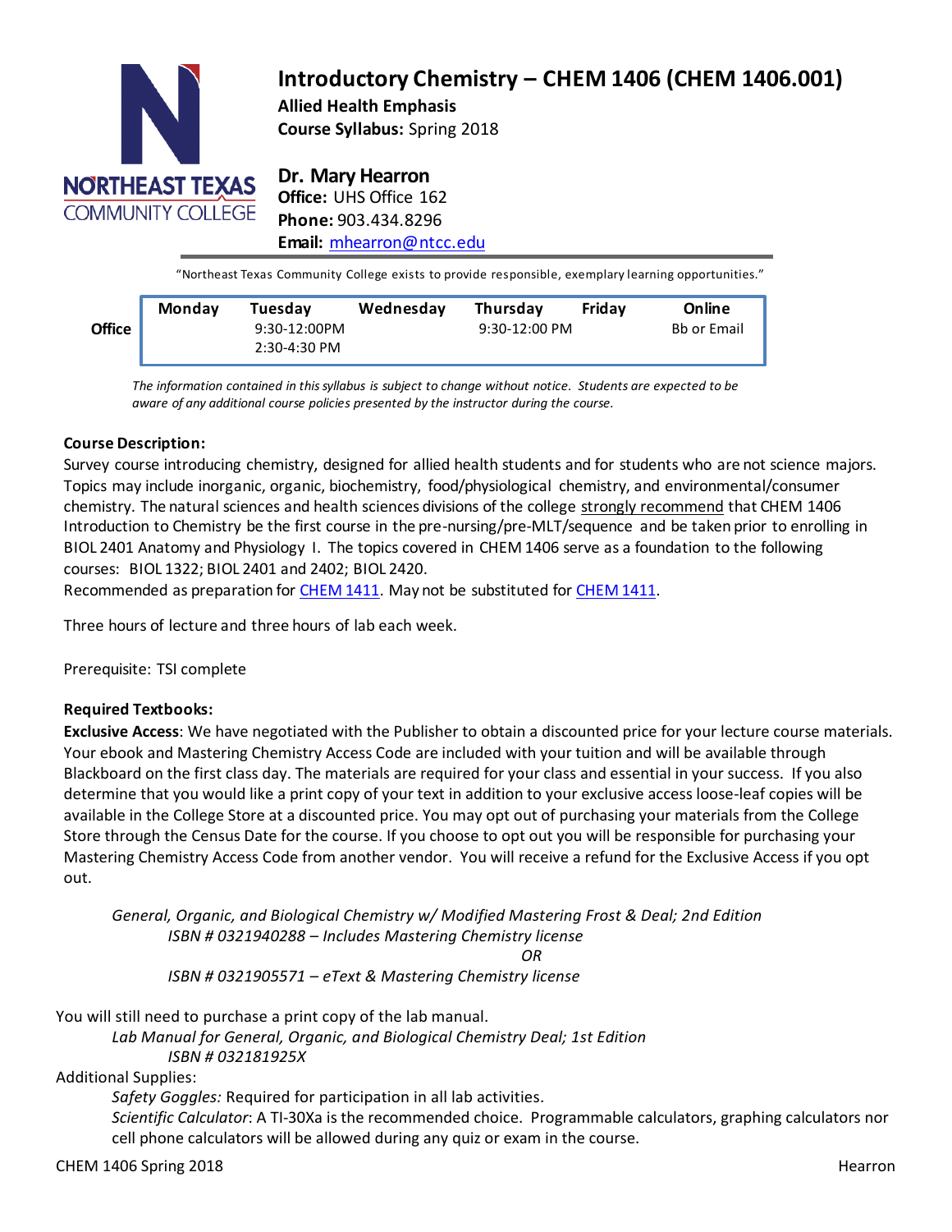# Introductory Chemistry – CHEM 1406 (CHEM 1406.001)

**Allied Health Emphasis**
**Course Syllabus:** Spring 2018

**Dr. Mary Hearron**
**Office:** UHS Office 162
**Phone:** 903.434.8296
**Email:** mhearron@ntcc.edu

"Northeast Texas Community College exists to provide responsible, exemplary learning opportunities."

| | Monday | Tuesday | Wednesday | Thursday | Friday | Online |
|---|---|---|---|---|---|---|
| **Office** | | 9:30-12:00PM<br>2:30-4:30 PM | | 9:30-12:00 PM | | Bb or Email |

*The information contained in this syllabus is subject to change without notice. Students are expected to be aware of any additional course policies presented by the instructor during the course.*

**Course Description:**
Survey course introducing chemistry, designed for allied health students and for students who are not science majors. Topics may include inorganic, organic, biochemistry, food/physiological chemistry, and environmental/consumer chemistry. The natural sciences and health sciences divisions of the college strongly recommend that CHEM 1406 Introduction to Chemistry be the first course in the pre-nursing/pre-MLT/sequence and be taken prior to enrolling in BIOL 2401 Anatomy and Physiology I. The topics covered in CHEM 1406 serve as a foundation to the following courses: BIOL 1322; BIOL 2401 and 2402; BIOL 2420.
Recommended as preparation for CHEM 1411. May not be substituted for CHEM 1411.

Three hours of lecture and three hours of lab each week.

Prerequisite: TSI complete

**Required Textbooks:**
**Exclusive Access**: We have negotiated with the Publisher to obtain a discounted price for your lecture course materials. Your ebook and Mastering Chemistry Access Code are included with your tuition and will be available through Blackboard on the first class day. The materials are required for your class and essential in your success. If you also determine that you would like a print copy of your text in addition to your exclusive access loose-leaf copies will be available in the College Store at a discounted price. You may opt out of purchasing your materials from the College Store through the Census Date for the course. If you choose to opt out you will be responsible for purchasing your Mastering Chemistry Access Code from another vendor. You will receive a refund for the Exclusive Access if you opt out.

*General, Organic, and Biological Chemistry w/ Modified Mastering Frost & Deal; 2nd Edition*
*ISBN # 0321940288 – Includes Mastering Chemistry license*
*OR*
*ISBN # 0321905571 – eText & Mastering Chemistry license*

You will still need to purchase a print copy of the lab manual.
*Lab Manual for General, Organic, and Biological Chemistry Deal; 1st Edition*
*ISBN # 032181925X*

Additional Supplies:
*Safety Goggles:* Required for participation in all lab activities.
*Scientific Calculator*: A TI-30Xa is the recommended choice. Programmable calculators, graphing calculators nor cell phone calculators will be allowed during any quiz or exam in the course.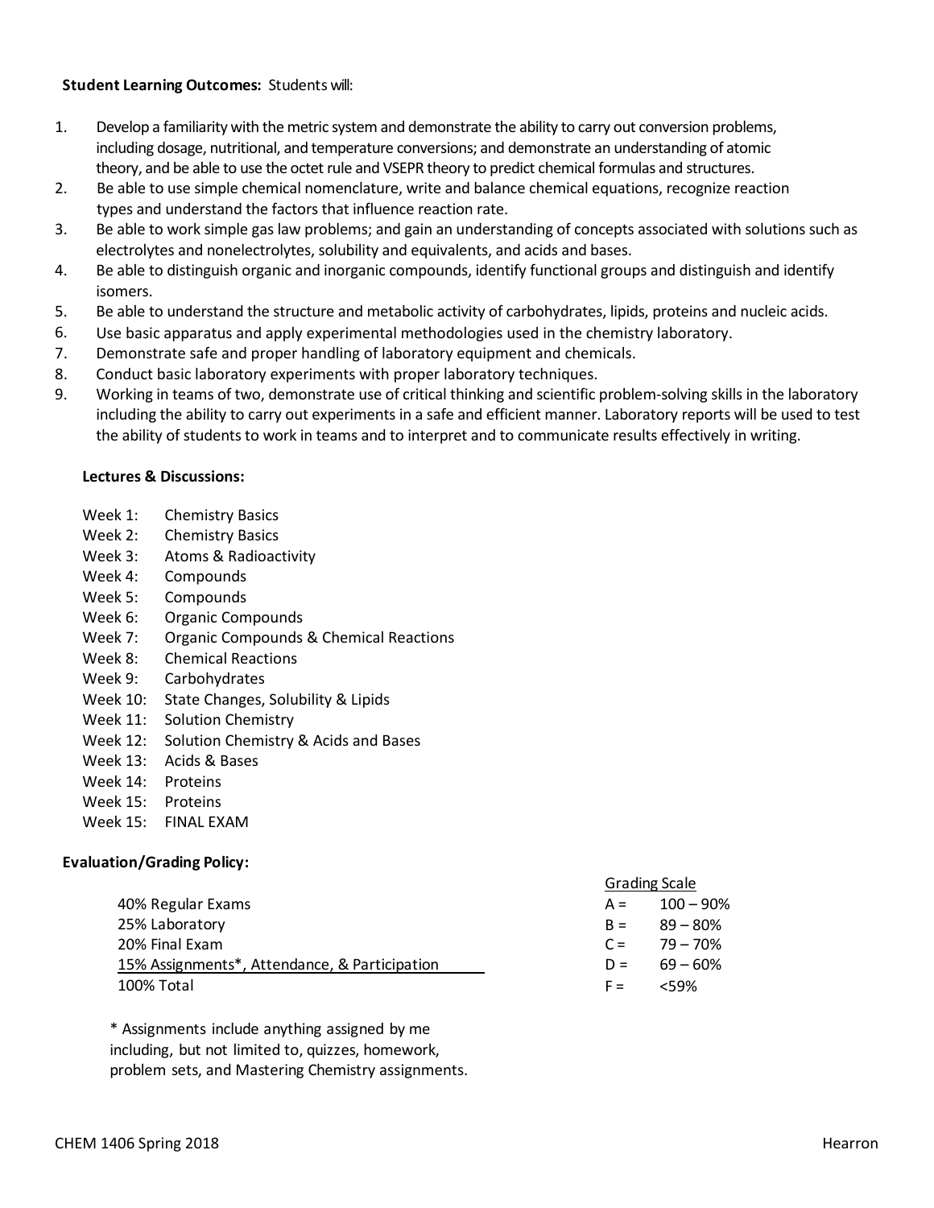**Student Learning Outcomes:** Students will:

1. Develop a familiarity with the metric system and demonstrate the ability to carry out conversion problems, including dosage, nutritional, and temperature conversions; and demonstrate an understanding of atomic theory, and be able to use the octet rule and VSEPR theory to predict chemical formulas and structures.
2. Be able to use simple chemical nomenclature, write and balance chemical equations, recognize reaction types and understand the factors that influence reaction rate.
3. Be able to work simple gas law problems; and gain an understanding of concepts associated with solutions such as electrolytes and nonelectrolytes, solubility and equivalents, and acids and bases.
4. Be able to distinguish organic and inorganic compounds, identify functional groups and distinguish and identify isomers.
5. Be able to understand the structure and metabolic activity of carbohydrates, lipids, proteins and nucleic acids.
6. Use basic apparatus and apply experimental methodologies used in the chemistry laboratory.
7. Demonstrate safe and proper handling of laboratory equipment and chemicals.
8. Conduct basic laboratory experiments with proper laboratory techniques.
9. Working in teams of two, demonstrate use of critical thinking and scientific problem-solving skills in the laboratory including the ability to carry out experiments in a safe and efficient manner. Laboratory reports will be used to test the ability of students to work in teams and to interpret and to communicate results effectively in writing.

**Lectures & Discussions:**

| | |
|---|---|
| Week 1: | Chemistry Basics |
| Week 2: | Chemistry Basics |
| Week 3: | Atoms & Radioactivity |
| Week 4: | Compounds |
| Week 5: | Compounds |
| Week 6: | Organic Compounds |
| Week 7: | Organic Compounds & Chemical Reactions |
| Week 8: | Chemical Reactions |
| Week 9: | Carbohydrates |
| Week 10: | State Changes, Solubility & Lipids |
| Week 11: | Solution Chemistry |
| Week 12: | Solution Chemistry & Acids and Bases |
| Week 13: | Acids & Bases |
| Week 14: | Proteins |
| Week 15: | Proteins |
| Week 15: | FINAL EXAM |

**Evaluation/Grading Policy:**

40% Regular Exams
25% Laboratory
20% Final Exam
15% Assignments*, Attendance, & Participation
100% Total

| Grading Scale | |
|---|---|
| A = | 100 – 90% |
| B = | 89 – 80% |
| C = | 79 – 70% |
| D = | 69 – 60% |
| F = | <59% |

\* Assignments include anything assigned by me including, but not limited to, quizzes, homework, problem sets, and Mastering Chemistry assignments.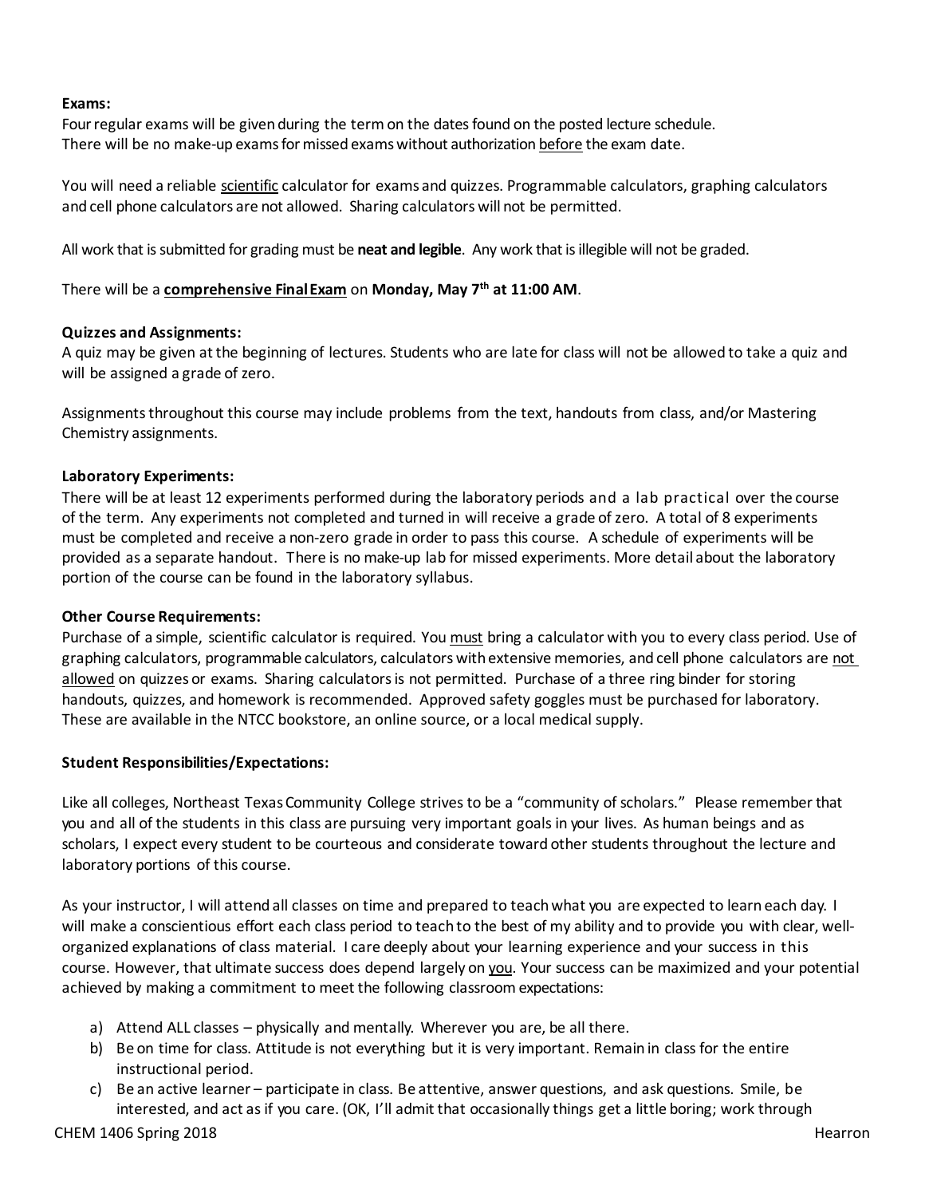**Exams:**
Four regular exams will be given during the term on the dates found on the posted lecture schedule. There will be no make-up exams for missed exams without authorization before the exam date.

You will need a reliable scientific calculator for exams and quizzes. Programmable calculators, graphing calculators and cell phone calculators are not allowed. Sharing calculators will not be permitted.

All work that is submitted for grading must be **neat and legible**. Any work that is illegible will not be graded.

There will be a **comprehensive Final Exam** on **Monday, May 7th at 11:00 AM**.

**Quizzes and Assignments:**
A quiz may be given at the beginning of lectures. Students who are late for class will not be allowed to take a quiz and will be assigned a grade of zero.

Assignments throughout this course may include problems from the text, handouts from class, and/or Mastering Chemistry assignments.

**Laboratory Experiments:**
There will be at least 12 experiments performed during the laboratory periods and a lab practical over the course of the term. Any experiments not completed and turned in will receive a grade of zero. A total of 8 experiments must be completed and receive a non-zero grade in order to pass this course. A schedule of experiments will be provided as a separate handout. There is no make-up lab for missed experiments. More detail about the laboratory portion of the course can be found in the laboratory syllabus.

**Other Course Requirements:**
Purchase of a simple, scientific calculator is required. You must bring a calculator with you to every class period. Use of graphing calculators, programmable calculators, calculators with extensive memories, and cell phone calculators are not allowed on quizzes or exams. Sharing calculators is not permitted. Purchase of a three ring binder for storing handouts, quizzes, and homework is recommended. Approved safety goggles must be purchased for laboratory. These are available in the NTCC bookstore, an online source, or a local medical supply.

**Student Responsibilities/Expectations:**

Like all colleges, Northeast Texas Community College strives to be a "community of scholars." Please remember that you and all of the students in this class are pursuing very important goals in your lives. As human beings and as scholars, I expect every student to be courteous and considerate toward other students throughout the lecture and laboratory portions of this course.

As your instructor, I will attend all classes on time and prepared to teach what you are expected to learn each day. I will make a conscientious effort each class period to teach to the best of my ability and to provide you with clear, well-organized explanations of class material. I care deeply about your learning experience and your success in this course. However, that ultimate success does depend largely on you. Your success can be maximized and your potential achieved by making a commitment to meet the following classroom expectations:

a) Attend ALL classes – physically and mentally. Wherever you are, be all there.
b) Be on time for class. Attitude is not everything but it is very important. Remain in class for the entire instructional period.
c) Be an active learner – participate in class. Be attentive, answer questions, and ask questions. Smile, be interested, and act as if you care. (OK, I'll admit that occasionally things get a little boring; work through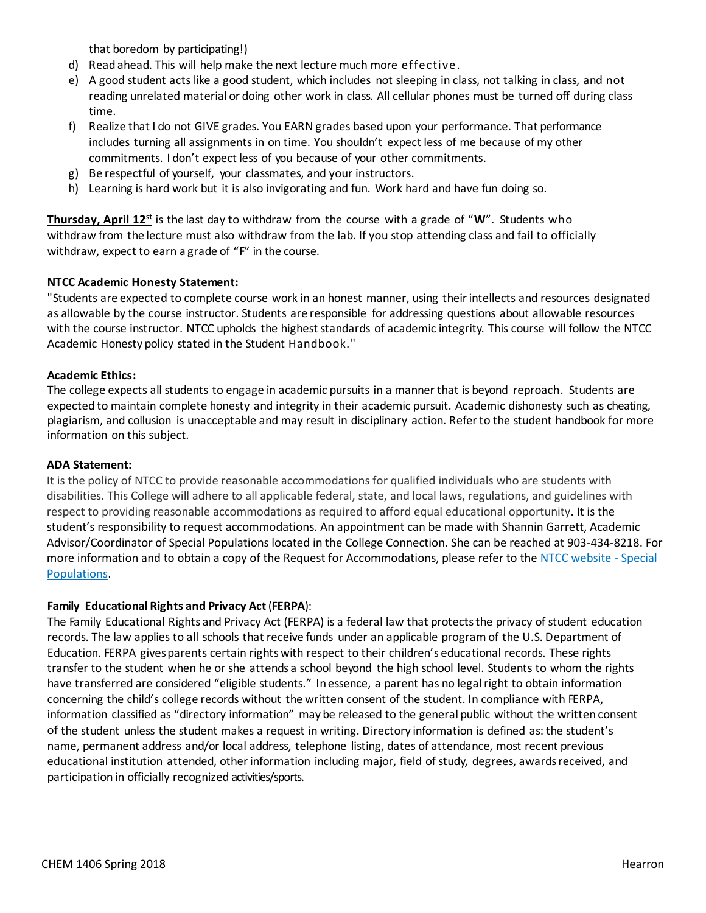that boredom by participating!)

d) Read ahead. This will help make the next lecture much more effective.
e) A good student acts like a good student, which includes not sleeping in class, not talking in class, and not reading unrelated material or doing other work in class. All cellular phones must be turned off during class time.
f) Realize that I do not GIVE grades. You EARN grades based upon your performance. That performance includes turning all assignments in on time. You shouldn't expect less of me because of my other commitments. I don't expect less of you because of your other commitments.
g) Be respectful of yourself, your classmates, and your instructors.
h) Learning is hard work but it is also invigorating and fun. Work hard and have fun doing so.

**Thursday, April 12st** is the last day to withdraw from the course with a grade of "**W**". Students who withdraw from the lecture must also withdraw from the lab. If you stop attending class and fail to officially withdraw, expect to earn a grade of "**F**" in the course.

**NTCC Academic Honesty Statement:**
"Students are expected to complete course work in an honest manner, using their intellects and resources designated as allowable by the course instructor. Students are responsible for addressing questions about allowable resources with the course instructor. NTCC upholds the highest standards of academic integrity. This course will follow the NTCC Academic Honesty policy stated in the Student Handbook."

**Academic Ethics:**
The college expects all students to engage in academic pursuits in a manner that is beyond reproach. Students are expected to maintain complete honesty and integrity in their academic pursuit. Academic dishonesty such as cheating, plagiarism, and collusion is unacceptable and may result in disciplinary action. Refer to the student handbook for more information on this subject.

**ADA Statement:**
It is the policy of NTCC to provide reasonable accommodations for qualified individuals who are students with disabilities. This College will adhere to all applicable federal, state, and local laws, regulations, and guidelines with respect to providing reasonable accommodations as required to afford equal educational opportunity. It is the student's responsibility to request accommodations. An appointment can be made with Shannin Garrett, Academic Advisor/Coordinator of Special Populations located in the College Connection. She can be reached at 903-434-8218. For more information and to obtain a copy of the Request for Accommodations, please refer to the NTCC website - Special Populations.

**Family Educational Rights and Privacy Act (FERPA):**
The Family Educational Rights and Privacy Act (FERPA) is a federal law that protects the privacy of student education records. The law applies to all schools that receive funds under an applicable program of the U.S. Department of Education. FERPA gives parents certain rights with respect to their children's educational records. These rights transfer to the student when he or she attends a school beyond the high school level. Students to whom the rights have transferred are considered "eligible students." In essence, a parent has no legal right to obtain information concerning the child's college records without the written consent of the student. In compliance with FERPA, information classified as "directory information" may be released to the general public without the written consent of the student unless the student makes a request in writing. Directory information is defined as: the student's name, permanent address and/or local address, telephone listing, dates of attendance, most recent previous educational institution attended, other information including major, field of study, degrees, awards received, and participation in officially recognized activities/sports.